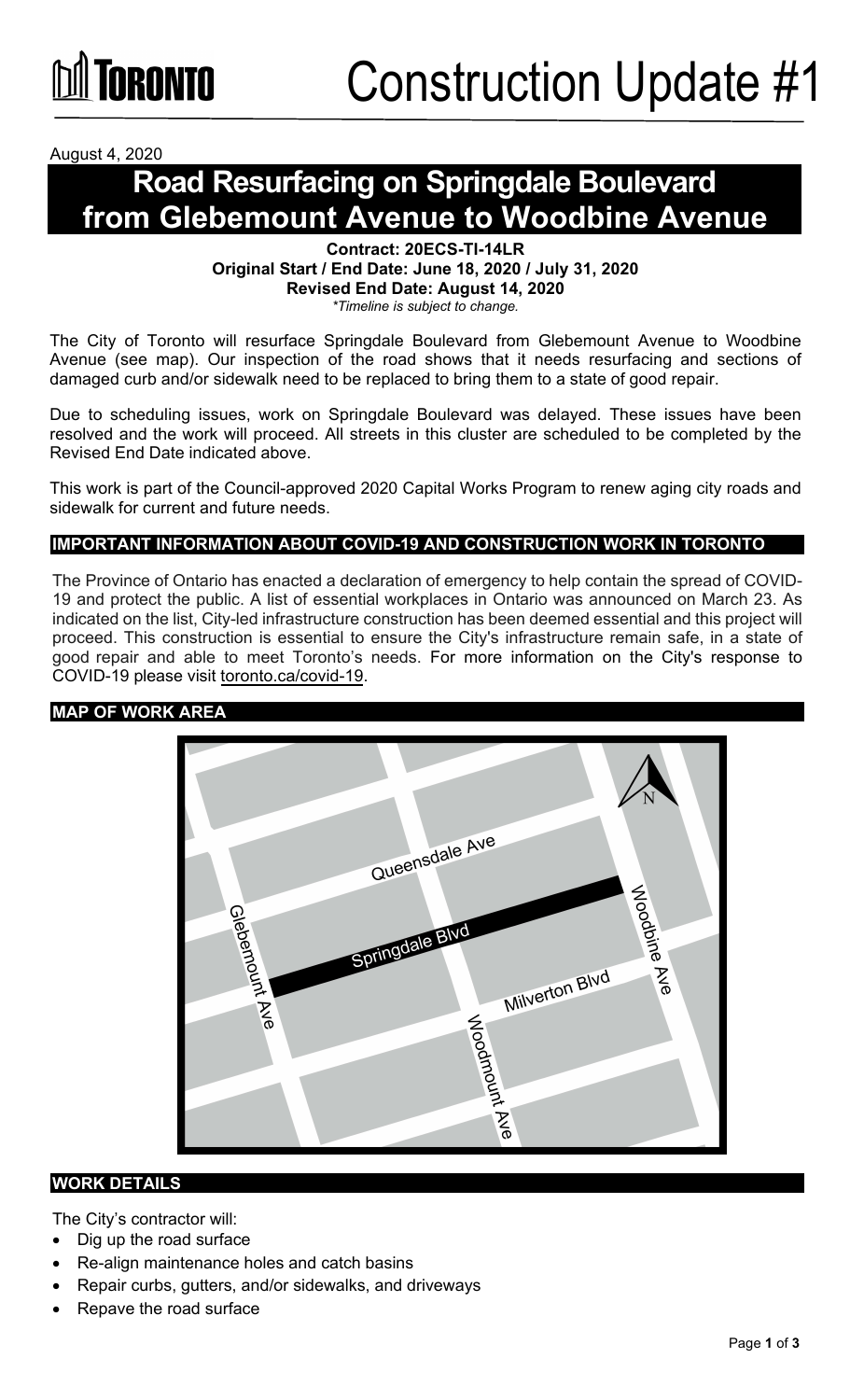# Construction Update #1

August 4, 2020

## Road Resurfacing on Springdale Boulevard from Glebemount Avenue to Woodbine Avenue

**Contract: 20ECS-TI-14LR**
**Original Start / End Date: June 18, 2020 / July 31, 2020**
**Revised End Date: August 14, 2020**
*\*Timeline is subject to change.*

The City of Toronto will resurface Springdale Boulevard from Glebemount Avenue to Woodbine Avenue (see map). Our inspection of the road shows that it needs resurfacing and sections of damaged curb and/or sidewalk need to be replaced to bring them to a state of good repair.

Due to scheduling issues, work on Springdale Boulevard was delayed. These issues have been resolved and the work will proceed. All streets in this cluster are scheduled to be completed by the Revised End Date indicated above.

This work is part of the Council-approved 2020 Capital Works Program to renew aging city roads and sidewalk for current and future needs.

### IMPORTANT INFORMATION ABOUT COVID-19 AND CONSTRUCTION WORK IN TORONTO

The Province of Ontario has enacted a declaration of emergency to help contain the spread of COVID-19 and protect the public. A list of essential workplaces in Ontario was announced on March 23. As indicated on the list, City-led infrastructure construction has been deemed essential and this project will proceed. This construction is essential to ensure the City's infrastructure remain safe, in a state of good repair and able to meet Toronto's needs. For more information on the City's response to COVID-19 please visit toronto.ca/covid-19.

### MAP OF WORK AREA

Queensdale Ave
Springdale Blvd
Glebemount Ave
Woodbine Ave
Milverton Blvd
Woodmount Ave
N

### WORK DETAILS

The City's contractor will:

- Dig up the road surface
- Re-align maintenance holes and catch basins
- Repair curbs, gutters, and/or sidewalks, and driveways
- Repave the road surface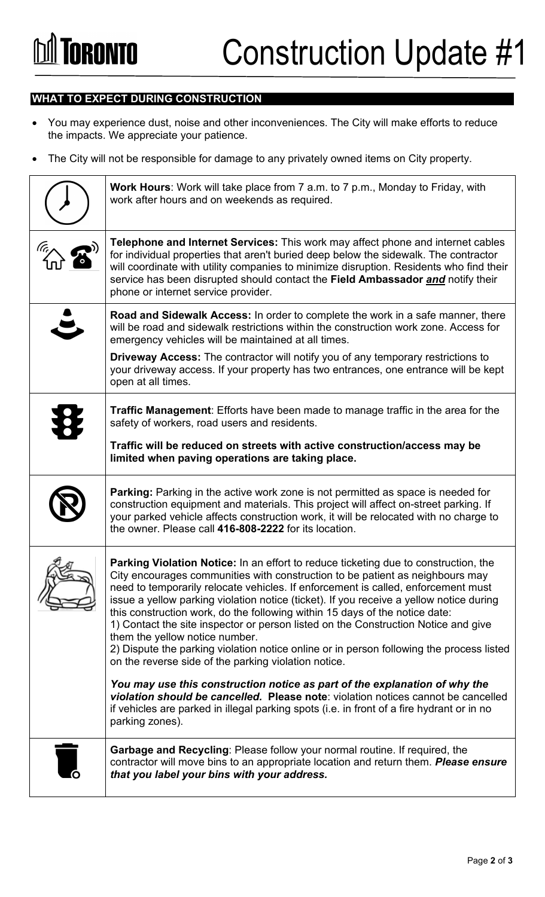## WHAT TO EXPECT DURING CONSTRUCTION

- You may experience dust, noise and other inconveniences. The City will make efforts to reduce the impacts. We appreciate your patience.
- The City will not be responsible for damage to any privately owned items on City property.

**Work Hours**: Work will take place from 7 a.m. to 7 p.m., Monday to Friday, with work after hours and on weekends as required.

**Telephone and Internet Services:** This work may affect phone and internet cables for individual properties that aren't buried deep below the sidewalk. The contractor will coordinate with utility companies to minimize disruption. Residents who find their service has been disrupted should contact the **Field Ambassador** ***and*** notify their phone or internet service provider.

**Road and Sidewalk Access:** In order to complete the work in a safe manner, there will be road and sidewalk restrictions within the construction work zone. Access for emergency vehicles will be maintained at all times.

**Driveway Access:** The contractor will notify you of any temporary restrictions to your driveway access. If your property has two entrances, one entrance will be kept open at all times.

**Traffic Management**: Efforts have been made to manage traffic in the area for the safety of workers, road users and residents.

**Traffic will be reduced on streets with active construction/access may be limited when paving operations are taking place.**

**Parking:** Parking in the active work zone is not permitted as space is needed for construction equipment and materials. This project will affect on-street parking. If your parked vehicle affects construction work, it will be relocated with no charge to the owner. Please call **416-808-2222** for its location.

**Parking Violation Notice:** In an effort to reduce ticketing due to construction, the City encourages communities with construction to be patient as neighbours may need to temporarily relocate vehicles. If enforcement is called, enforcement must issue a yellow parking violation notice (ticket). If you receive a yellow notice during this construction work, do the following within 15 days of the notice date:
1) Contact the site inspector or person listed on the Construction Notice and give them the yellow notice number.
2) Dispute the parking violation notice online or in person following the process listed on the reverse side of the parking violation notice.

***You may use this construction notice as part of the explanation of why the violation should be cancelled.*** **Please note**: violation notices cannot be cancelled if vehicles are parked in illegal parking spots (i.e. in front of a fire hydrant or in no parking zones).

**Garbage and Recycling**: Please follow your normal routine. If required, the contractor will move bins to an appropriate location and return them. ***Please ensure that you label your bins with your address.***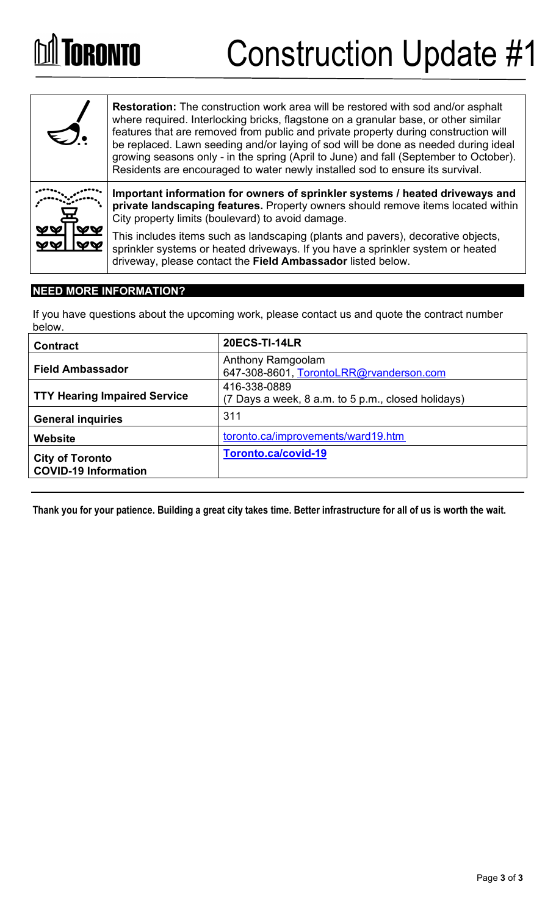# Construction Update #1

**Restoration:** The construction work area will be restored with sod and/or asphalt where required. Interlocking bricks, flagstone on a granular base, or other similar features that are removed from public and private property during construction will be replaced. Lawn seeding and/or laying of sod will be done as needed during ideal growing seasons only - in the spring (April to June) and fall (September to October). Residents are encouraged to water newly installed sod to ensure its survival.

**Important information for owners of sprinkler systems / heated driveways and private landscaping features.** Property owners should remove items located within City property limits (boulevard) to avoid damage.

This includes items such as landscaping (plants and pavers), decorative objects, sprinkler systems or heated driveways. If you have a sprinkler system or heated driveway, please contact the **Field Ambassador** listed below.

## NEED MORE INFORMATION?

If you have questions about the upcoming work, please contact us and quote the contract number below.

| | |
|---|---|
| **Contract** | **20ECS-TI-14LR** |
| **Field Ambassador** | Anthony Ramgoolam<br>647-308-8601, TorontoLRR@rvanderson.com |
| **TTY Hearing Impaired Service** | 416-338-0889<br>(7 Days a week, 8 a.m. to 5 p.m., closed holidays) |
| **General inquiries** | 311 |
| **Website** | toronto.ca/improvements/ward19.htm |
| **City of Toronto COVID-19 Information** | **Toronto.ca/covid-19** |

**Thank you for your patience. Building a great city takes time. Better infrastructure for all of us is worth the wait.**